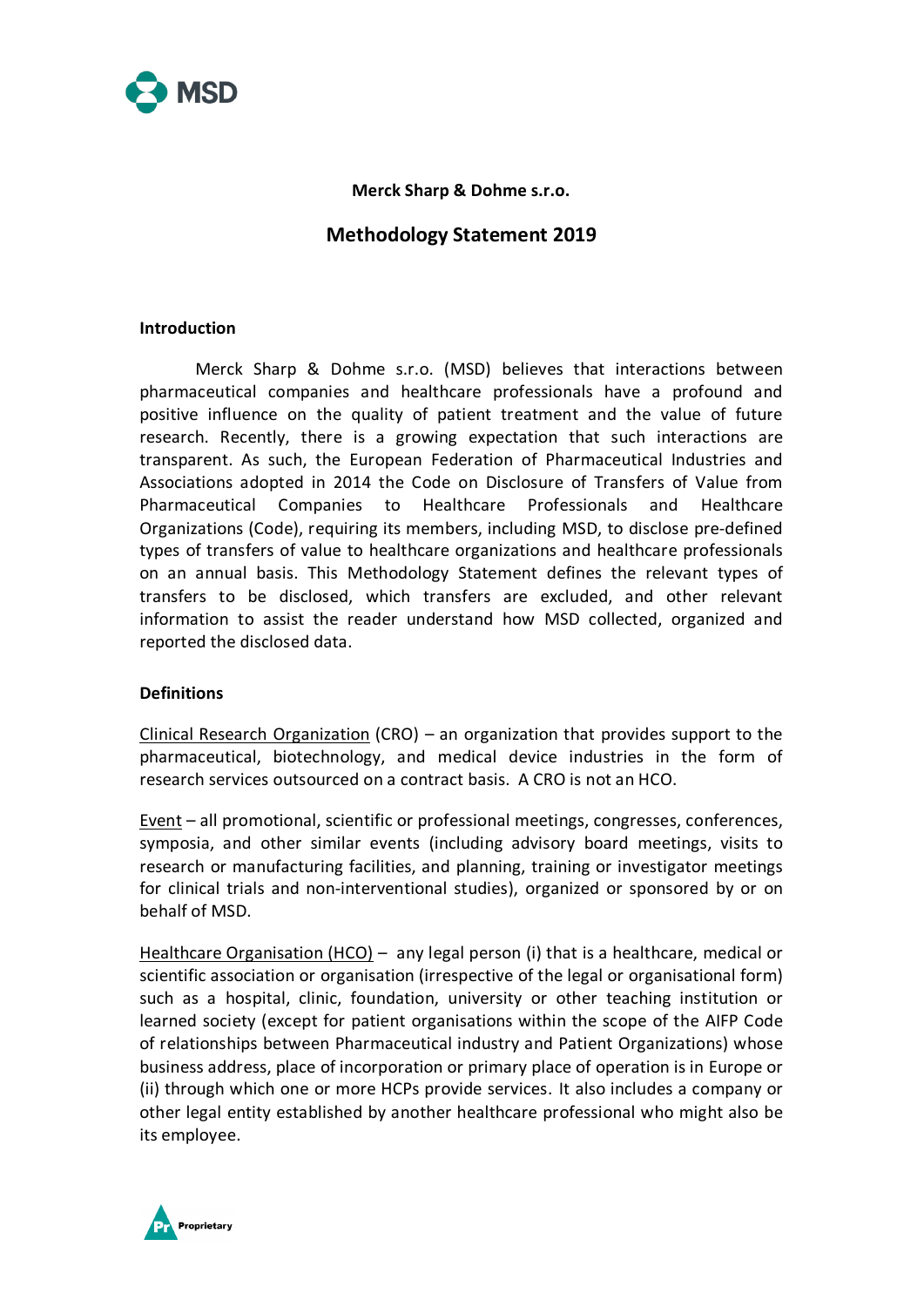**Merck Sharp & Dohme s.r.o.**

# Methodology Statement 2019

## Introduction

Merck Sharp & Dohme s.r.o. (MSD) believes that interactions between pharmaceutical companies and healthcare professionals have a profound and positive influence on the quality of patient treatment and the value of future research. Recently, there is a growing expectation that such interactions are transparent. As such, the European Federation of Pharmaceutical Industries and Associations adopted in 2014 the Code on Disclosure of Transfers of Value from Pharmaceutical Companies to Healthcare Professionals and Healthcare Organizations (Code), requiring its members, including MSD, to disclose pre-defined types of transfers of value to healthcare organizations and healthcare professionals on an annual basis. This Methodology Statement defines the relevant types of transfers to be disclosed, which transfers are excluded, and other relevant information to assist the reader understand how MSD collected, organized and reported the disclosed data.

## Definitions

Clinical Research Organization (CRO) – an organization that provides support to the pharmaceutical, biotechnology, and medical device industries in the form of research services outsourced on a contract basis. A CRO is not an HCO.

Event – all promotional, scientific or professional meetings, congresses, conferences, symposia, and other similar events (including advisory board meetings, visits to research or manufacturing facilities, and planning, training or investigator meetings for clinical trials and non-interventional studies), organized or sponsored by or on behalf of MSD.

Healthcare Organisation (HCO) – any legal person (i) that is a healthcare, medical or scientific association or organisation (irrespective of the legal or organisational form) such as a hospital, clinic, foundation, university or other teaching institution or learned society (except for patient organisations within the scope of the AIFP Code of relationships between Pharmaceutical industry and Patient Organizations) whose business address, place of incorporation or primary place of operation is in Europe or (ii) through which one or more HCPs provide services. It also includes a company or other legal entity established by another healthcare professional who might also be its employee.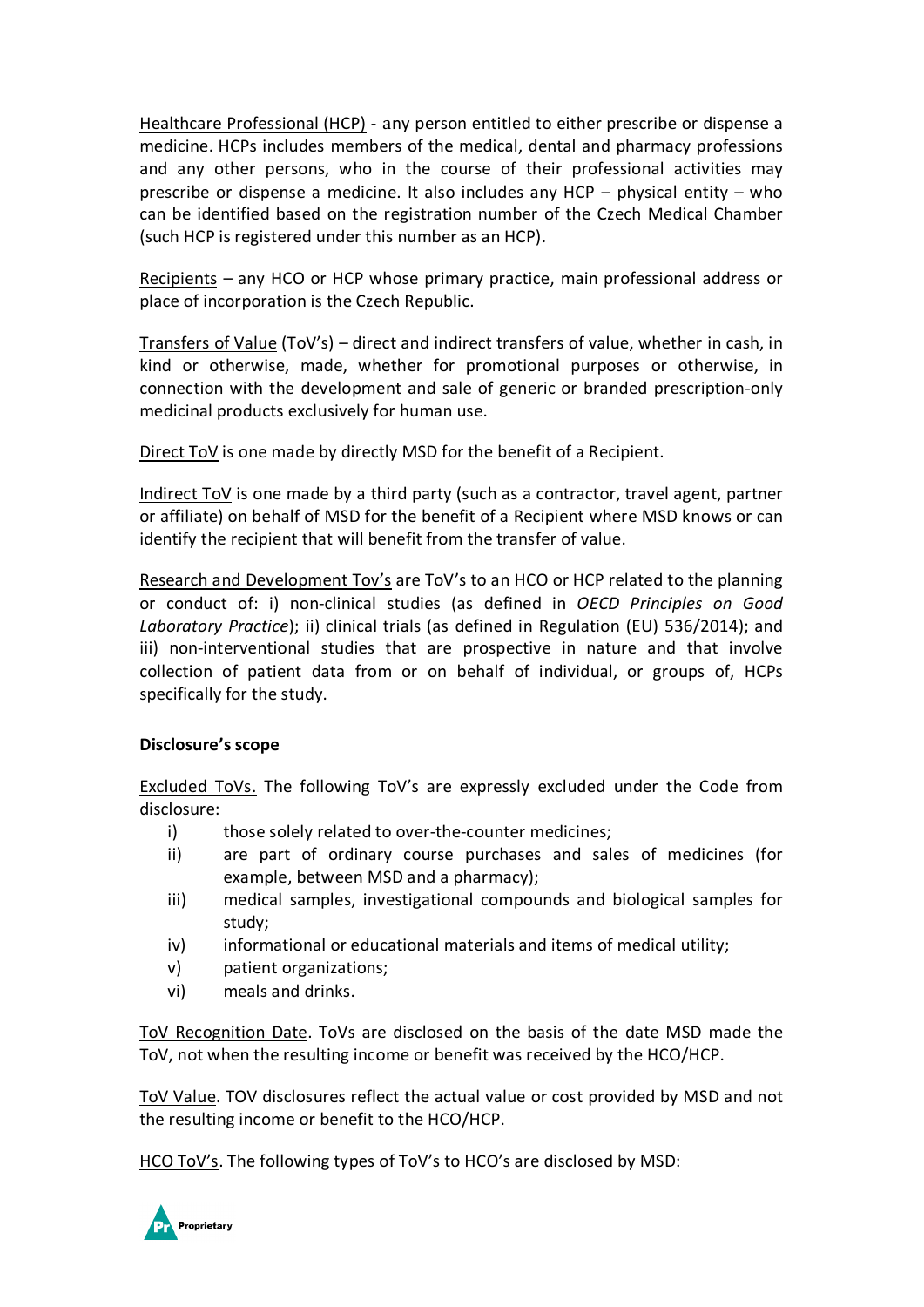Healthcare Professional (HCP) - any person entitled to either prescribe or dispense a medicine. HCPs includes members of the medical, dental and pharmacy professions and any other persons, who in the course of their professional activities may prescribe or dispense a medicine. It also includes any HCP – physical entity – who can be identified based on the registration number of the Czech Medical Chamber (such HCP is registered under this number as an HCP).

Recipients – any HCO or HCP whose primary practice, main professional address or place of incorporation is the Czech Republic.

Transfers of Value (ToV's) – direct and indirect transfers of value, whether in cash, in kind or otherwise, made, whether for promotional purposes or otherwise, in connection with the development and sale of generic or branded prescription-only medicinal products exclusively for human use.

Direct ToV is one made by directly MSD for the benefit of a Recipient.

Indirect ToV is one made by a third party (such as a contractor, travel agent, partner or affiliate) on behalf of MSD for the benefit of a Recipient where MSD knows or can identify the recipient that will benefit from the transfer of value.

Research and Development Tov's are ToV's to an HCO or HCP related to the planning or conduct of: i) non-clinical studies (as defined in *OECD Principles on Good Laboratory Practice*); ii) clinical trials (as defined in Regulation (EU) 536/2014); and iii) non-interventional studies that are prospective in nature and that involve collection of patient data from or on behalf of individual, or groups of, HCPs specifically for the study.

**Disclosure's scope**

Excluded ToVs. The following ToV's are expressly excluded under the Code from disclosure:

i) those solely related to over-the-counter medicines;
ii) are part of ordinary course purchases and sales of medicines (for example, between MSD and a pharmacy);
iii) medical samples, investigational compounds and biological samples for study;
iv) informational or educational materials and items of medical utility;
v) patient organizations;
vi) meals and drinks.

ToV Recognition Date. ToVs are disclosed on the basis of the date MSD made the ToV, not when the resulting income or benefit was received by the HCO/HCP.

ToV Value. TOV disclosures reflect the actual value or cost provided by MSD and not the resulting income or benefit to the HCO/HCP.

HCO ToV's. The following types of ToV's to HCO's are disclosed by MSD: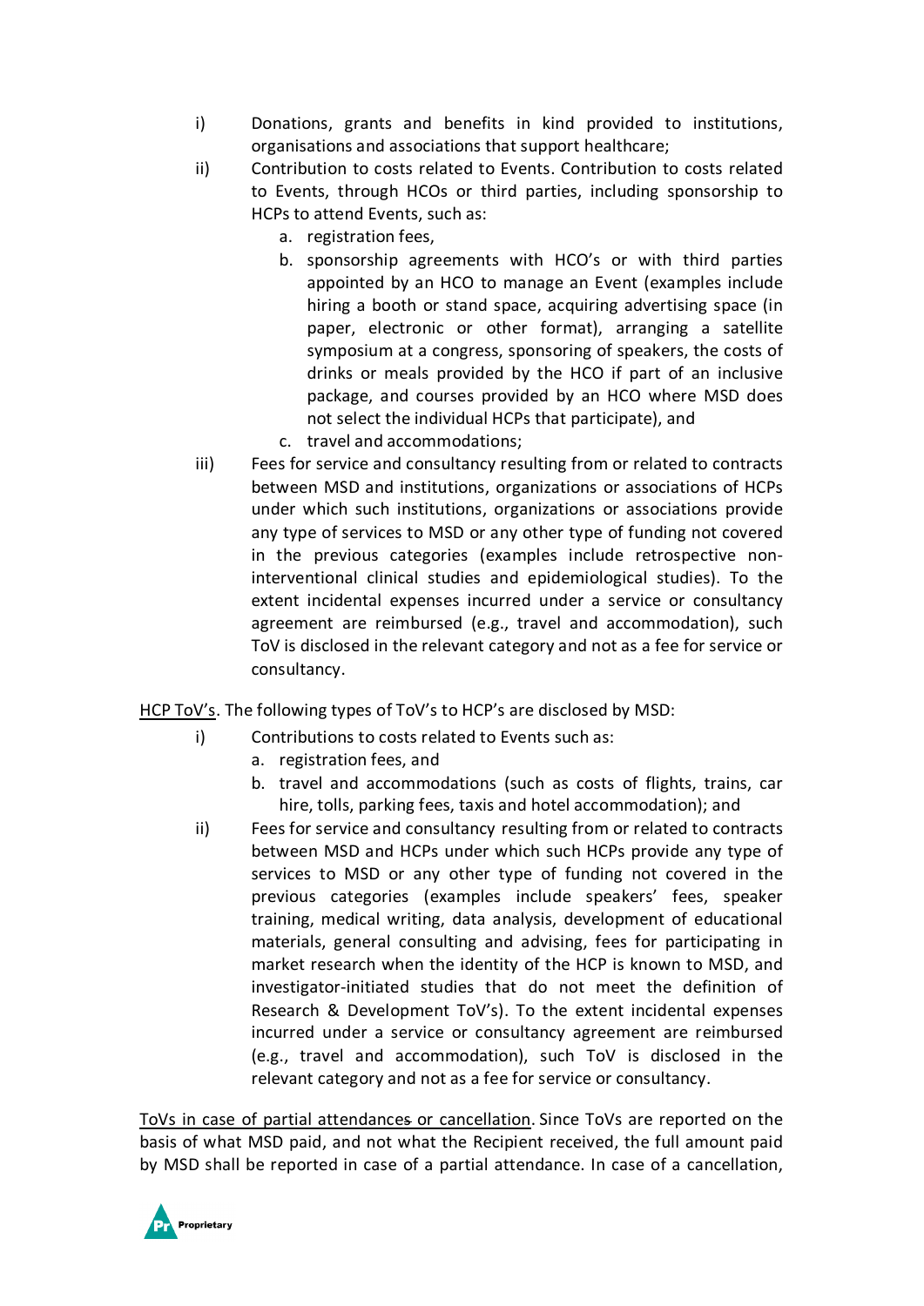i) Donations, grants and benefits in kind provided to institutions, organisations and associations that support healthcare;

ii) Contribution to costs related to Events. Contribution to costs related to Events, through HCOs or third parties, including sponsorship to HCPs to attend Events, such as:

   a. registration fees,
   b. sponsorship agreements with HCO's or with third parties appointed by an HCO to manage an Event (examples include hiring a booth or stand space, acquiring advertising space (in paper, electronic or other format), arranging a satellite symposium at a congress, sponsoring of speakers, the costs of drinks or meals provided by the HCO if part of an inclusive package, and courses provided by an HCO where MSD does not select the individual HCPs that participate), and
   c. travel and accommodations;

iii) Fees for service and consultancy resulting from or related to contracts between MSD and institutions, organizations or associations of HCPs under which such institutions, organizations or associations provide any type of services to MSD or any other type of funding not covered in the previous categories (examples include retrospective non-interventional clinical studies and epidemiological studies). To the extent incidental expenses incurred under a service or consultancy agreement are reimbursed (e.g., travel and accommodation), such ToV is disclosed in the relevant category and not as a fee for service or consultancy.

<u>HCP ToV's</u>. The following types of ToV's to HCP's are disclosed by MSD:

i) Contributions to costs related to Events such as:

   a. registration fees, and
   b. travel and accommodations (such as costs of flights, trains, car hire, tolls, parking fees, taxis and hotel accommodation); and

ii) Fees for service and consultancy resulting from or related to contracts between MSD and HCPs under which such HCPs provide any type of services to MSD or any other type of funding not covered in the previous categories (examples include speakers' fees, speaker training, medical writing, data analysis, development of educational materials, general consulting and advising, fees for participating in market research when the identity of the HCP is known to MSD, and investigator-initiated studies that do not meet the definition of Research & Development ToV's). To the extent incidental expenses incurred under a service or consultancy agreement are reimbursed (e.g., travel and accommodation), such ToV is disclosed in the relevant category and not as a fee for service or consultancy.

<u>ToVs in case of partial attendances or cancellation</u>. Since ToVs are reported on the basis of what MSD paid, and not what the Recipient received, the full amount paid by MSD shall be reported in case of a partial attendance. In case of a cancellation,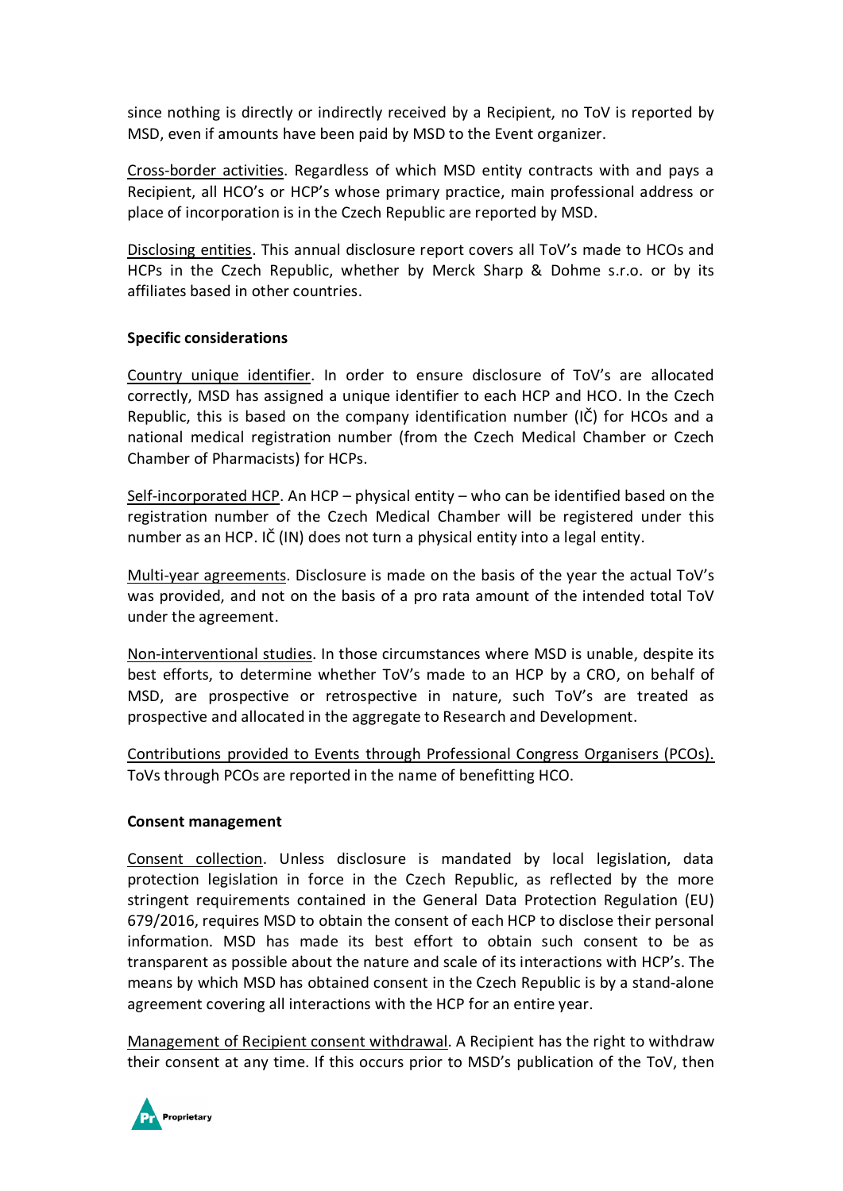since nothing is directly or indirectly received by a Recipient, no ToV is reported by MSD, even if amounts have been paid by MSD to the Event organizer.

Cross-border activities. Regardless of which MSD entity contracts with and pays a Recipient, all HCO's or HCP's whose primary practice, main professional address or place of incorporation is in the Czech Republic are reported by MSD.

Disclosing entities. This annual disclosure report covers all ToV's made to HCOs and HCPs in the Czech Republic, whether by Merck Sharp & Dohme s.r.o. or by its affiliates based in other countries.

**Specific considerations**

Country unique identifier. In order to ensure disclosure of ToV's are allocated correctly, MSD has assigned a unique identifier to each HCP and HCO. In the Czech Republic, this is based on the company identification number (IČ) for HCOs and a national medical registration number (from the Czech Medical Chamber or Czech Chamber of Pharmacists) for HCPs.

Self-incorporated HCP. An HCP – physical entity – who can be identified based on the registration number of the Czech Medical Chamber will be registered under this number as an HCP. IČ (IN) does not turn a physical entity into a legal entity.

Multi-year agreements. Disclosure is made on the basis of the year the actual ToV's was provided, and not on the basis of a pro rata amount of the intended total ToV under the agreement.

Non-interventional studies. In those circumstances where MSD is unable, despite its best efforts, to determine whether ToV's made to an HCP by a CRO, on behalf of MSD, are prospective or retrospective in nature, such ToV's are treated as prospective and allocated in the aggregate to Research and Development.

Contributions provided to Events through Professional Congress Organisers (PCOs). ToVs through PCOs are reported in the name of benefitting HCO.

**Consent management**

Consent collection. Unless disclosure is mandated by local legislation, data protection legislation in force in the Czech Republic, as reflected by the more stringent requirements contained in the General Data Protection Regulation (EU) 679/2016, requires MSD to obtain the consent of each HCP to disclose their personal information. MSD has made its best effort to obtain such consent to be as transparent as possible about the nature and scale of its interactions with HCP's. The means by which MSD has obtained consent in the Czech Republic is by a stand-alone agreement covering all interactions with the HCP for an entire year.

Management of Recipient consent withdrawal. A Recipient has the right to withdraw their consent at any time. If this occurs prior to MSD's publication of the ToV, then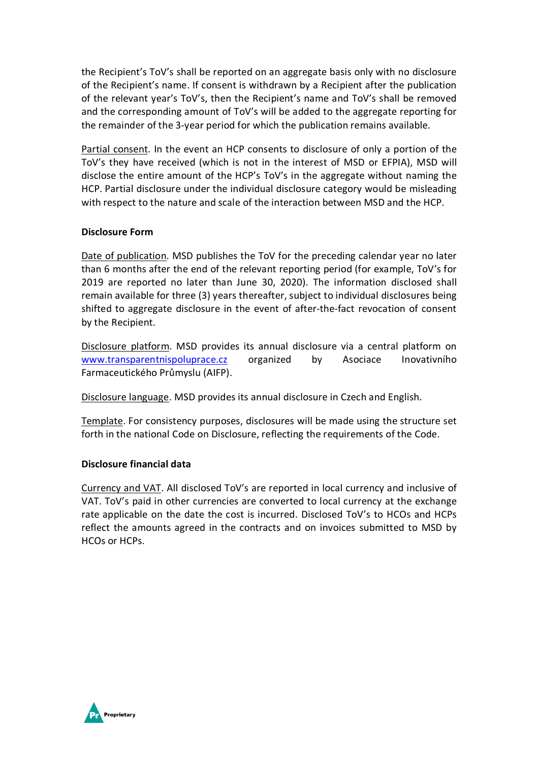the Recipient's ToV's shall be reported on an aggregate basis only with no disclosure of the Recipient's name. If consent is withdrawn by a Recipient after the publication of the relevant year's ToV's, then the Recipient's name and ToV's shall be removed and the corresponding amount of ToV's will be added to the aggregate reporting for the remainder of the 3-year period for which the publication remains available.

Partial consent. In the event an HCP consents to disclosure of only a portion of the ToV's they have received (which is not in the interest of MSD or EFPIA), MSD will disclose the entire amount of the HCP's ToV's in the aggregate without naming the HCP. Partial disclosure under the individual disclosure category would be misleading with respect to the nature and scale of the interaction between MSD and the HCP.

**Disclosure Form**

Date of publication. MSD publishes the ToV for the preceding calendar year no later than 6 months after the end of the relevant reporting period (for example, ToV's for 2019 are reported no later than June 30, 2020). The information disclosed shall remain available for three (3) years thereafter, subject to individual disclosures being shifted to aggregate disclosure in the event of after-the-fact revocation of consent by the Recipient.

Disclosure platform. MSD provides its annual disclosure via a central platform on www.transparentnispoluprace.cz organized by Asociace Inovativního Farmaceutického Průmyslu (AIFP).

Disclosure language. MSD provides its annual disclosure in Czech and English.

Template. For consistency purposes, disclosures will be made using the structure set forth in the national Code on Disclosure, reflecting the requirements of the Code.

**Disclosure financial data**

Currency and VAT. All disclosed ToV's are reported in local currency and inclusive of VAT. ToV's paid in other currencies are converted to local currency at the exchange rate applicable on the date the cost is incurred. Disclosed ToV's to HCOs and HCPs reflect the amounts agreed in the contracts and on invoices submitted to MSD by HCOs or HCPs.